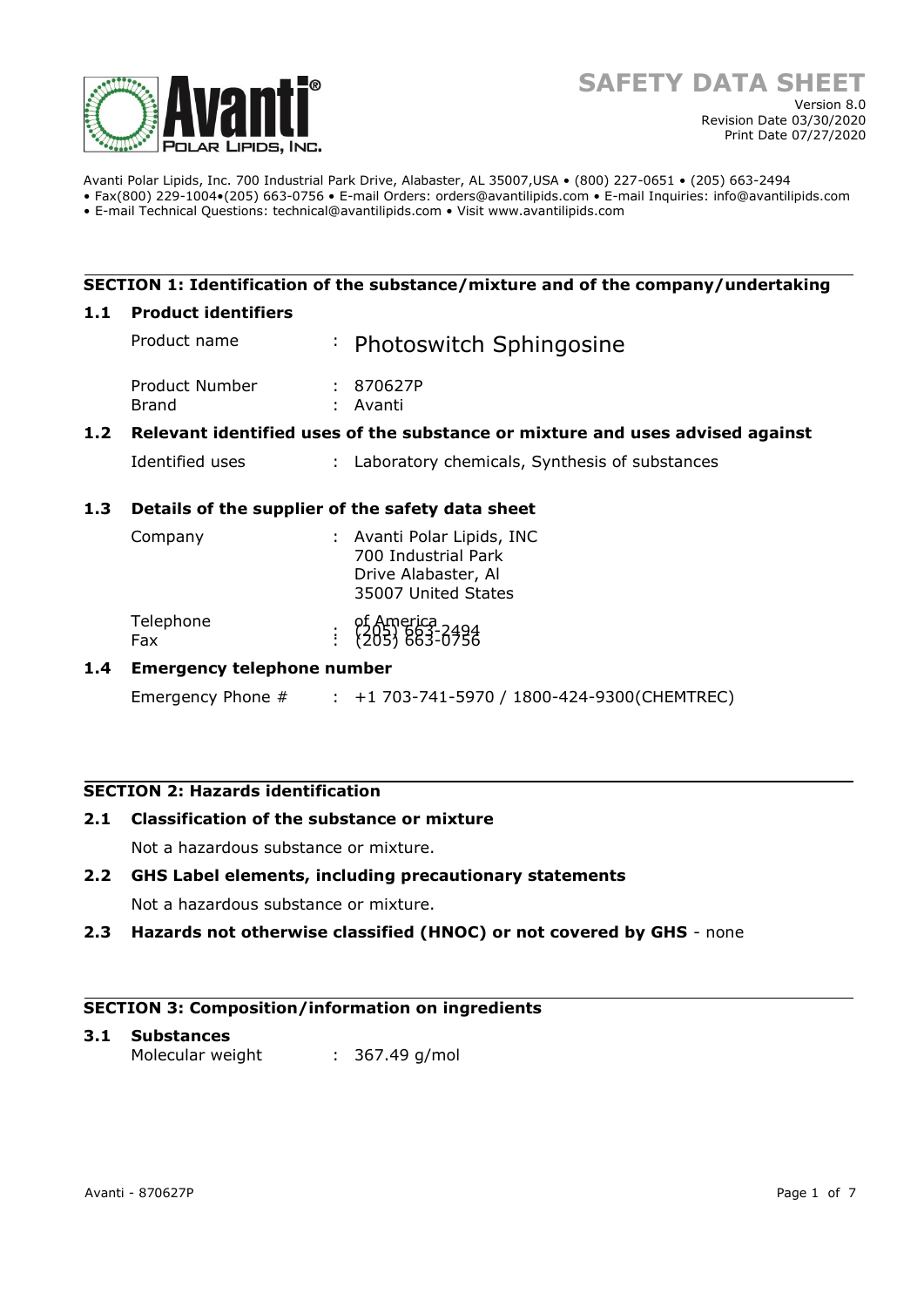# SAFETY DATA SHEET

Version 8.0
Revision Date 03/30/2020
Print Date 07/27/2020

Avanti Polar Lipids, Inc. 700 Industrial Park Drive, Alabaster, AL 35007,USA • (800) 227-0651 • (205) 663-2494
• Fax(800) 229-1004•(205) 663-0756 • E-mail Orders: orders@avantilipids.com • E-mail Inquiries: info@avantilipids.com
• E-mail Technical Questions: technical@avantilipids.com • Visit www.avantilipids.com

## SECTION 1: Identification of the substance/mixture and of the company/undertaking

### 1.1 Product identifiers

Product name : Photoswitch Sphingosine

Product Number : 870627P
Brand : Avanti

### 1.2 Relevant identified uses of the substance or mixture and uses advised against

Identified uses : Laboratory chemicals, Synthesis of substances

### 1.3 Details of the supplier of the safety data sheet

Company : Avanti Polar Lipids, INC
700 Industrial Park
Drive Alabaster, Al
35007 United States
of America

Telephone : (205) 663-2494
Fax : (205) 663-0756

### 1.4 Emergency telephone number

Emergency Phone # : +1 703-741-5970 / 1800-424-9300(CHEMTREC)

## SECTION 2: Hazards identification

### 2.1 Classification of the substance or mixture

Not a hazardous substance or mixture.

### 2.2 GHS Label elements, including precautionary statements

Not a hazardous substance or mixture.

### 2.3 Hazards not otherwise classified (HNOC) or not covered by GHS - none

## SECTION 3: Composition/information on ingredients

### 3.1 Substances

Molecular weight : 367.49 g/mol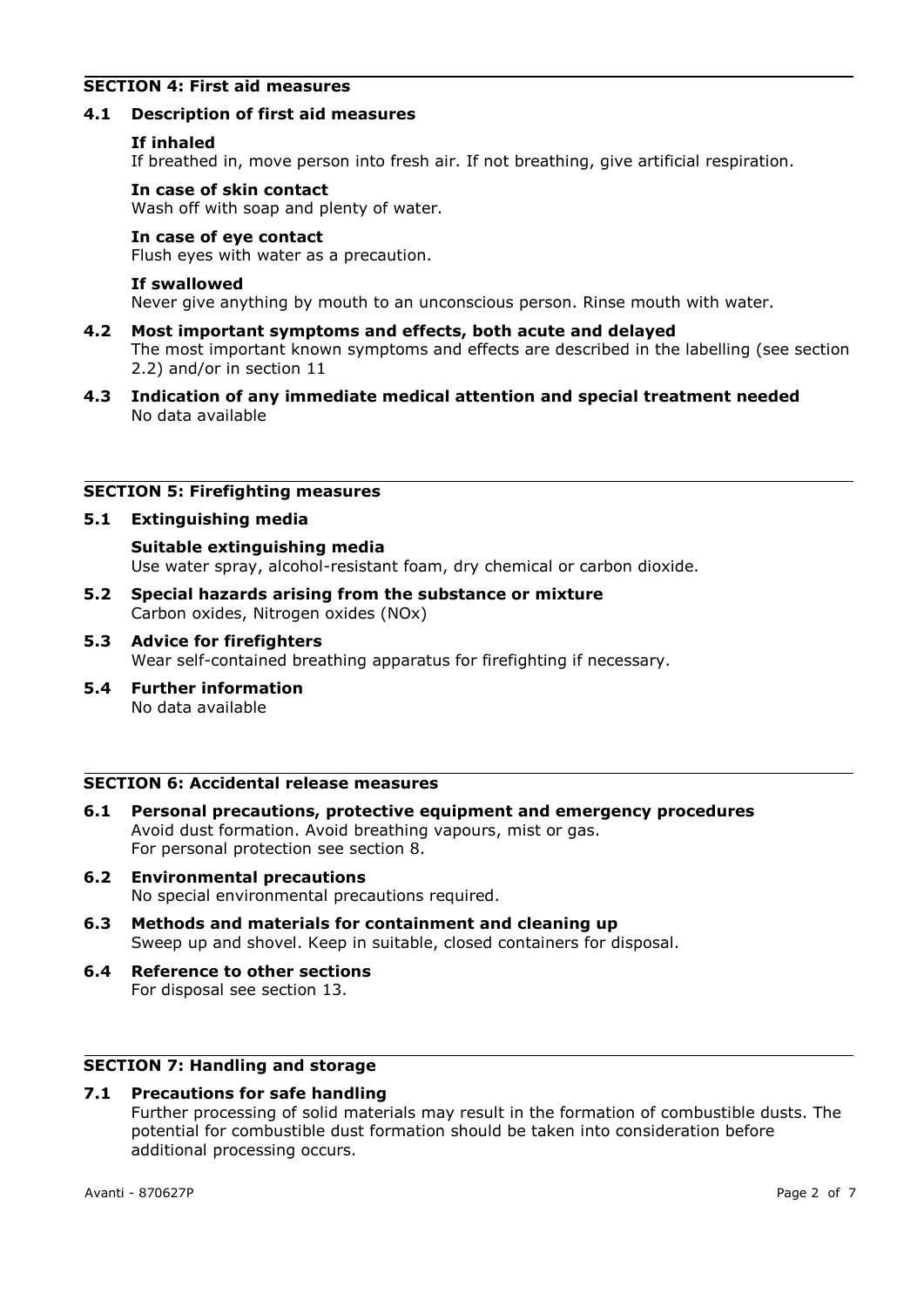## SECTION 4: First aid measures

### 4.1 Description of first aid measures

**If inhaled**
If breathed in, move person into fresh air. If not breathing, give artificial respiration.

**In case of skin contact**
Wash off with soap and plenty of water.

**In case of eye contact**
Flush eyes with water as a precaution.

**If swallowed**
Never give anything by mouth to an unconscious person. Rinse mouth with water.

### 4.2 Most important symptoms and effects, both acute and delayed

The most important known symptoms and effects are described in the labelling (see section 2.2) and/or in section 11

### 4.3 Indication of any immediate medical attention and special treatment needed

No data available

## SECTION 5: Firefighting measures

### 5.1 Extinguishing media

**Suitable extinguishing media**
Use water spray, alcohol-resistant foam, dry chemical or carbon dioxide.

### 5.2 Special hazards arising from the substance or mixture

Carbon oxides, Nitrogen oxides (NOx)

### 5.3 Advice for firefighters

Wear self-contained breathing apparatus for firefighting if necessary.

### 5.4 Further information

No data available

## SECTION 6: Accidental release measures

### 6.1 Personal precautions, protective equipment and emergency procedures

Avoid dust formation. Avoid breathing vapours, mist or gas.
For personal protection see section 8.

### 6.2 Environmental precautions

No special environmental precautions required.

### 6.3 Methods and materials for containment and cleaning up

Sweep up and shovel. Keep in suitable, closed containers for disposal.

### 6.4 Reference to other sections

For disposal see section 13.

## SECTION 7: Handling and storage

### 7.1 Precautions for safe handling

Further processing of solid materials may result in the formation of combustible dusts. The potential for combustible dust formation should be taken into consideration before additional processing occurs.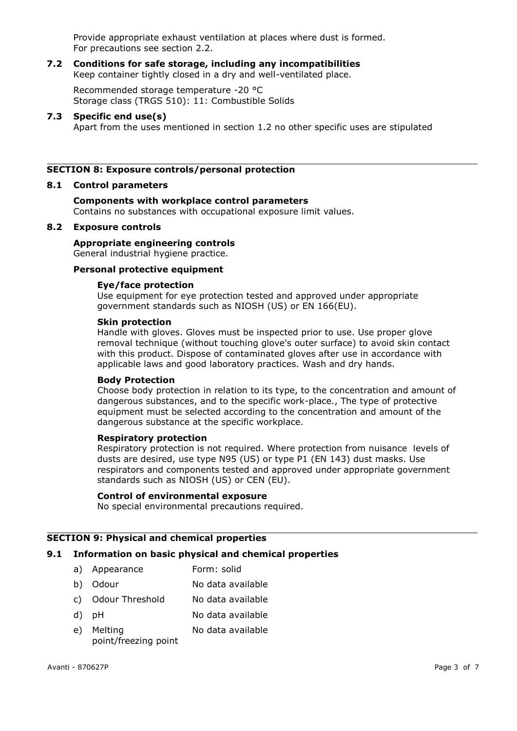Provide appropriate exhaust ventilation at places where dust is formed.
For precautions see section 2.2.

### 7.2 Conditions for safe storage, including any incompatibilities

Keep container tightly closed in a dry and well-ventilated place.

Recommended storage temperature -20 °C
Storage class (TRGS 510): 11: Combustible Solids

### 7.3 Specific end use(s)

Apart from the uses mentioned in section 1.2 no other specific uses are stipulated

## SECTION 8: Exposure controls/personal protection

### 8.1 Control parameters

**Components with workplace control parameters**
Contains no substances with occupational exposure limit values.

### 8.2 Exposure controls

**Appropriate engineering controls**
General industrial hygiene practice.

**Personal protective equipment**

**Eye/face protection**
Use equipment for eye protection tested and approved under appropriate government standards such as NIOSH (US) or EN 166(EU).

**Skin protection**
Handle with gloves. Gloves must be inspected prior to use. Use proper glove removal technique (without touching glove's outer surface) to avoid skin contact with this product. Dispose of contaminated gloves after use in accordance with applicable laws and good laboratory practices. Wash and dry hands.

**Body Protection**
Choose body protection in relation to its type, to the concentration and amount of dangerous substances, and to the specific work-place., The type of protective equipment must be selected according to the concentration and amount of the dangerous substance at the specific workplace.

**Respiratory protection**
Respiratory protection is not required. Where protection from nuisance levels of dusts are desired, use type N95 (US) or type P1 (EN 143) dust masks. Use respirators and components tested and approved under appropriate government standards such as NIOSH (US) or CEN (EU).

**Control of environmental exposure**
No special environmental precautions required.

## SECTION 9: Physical and chemical properties

### 9.1 Information on basic physical and chemical properties

a) Appearance — Form: solid

b) Odour — No data available

c) Odour Threshold — No data available

d) pH — No data available

e) Melting point/freezing point — No data available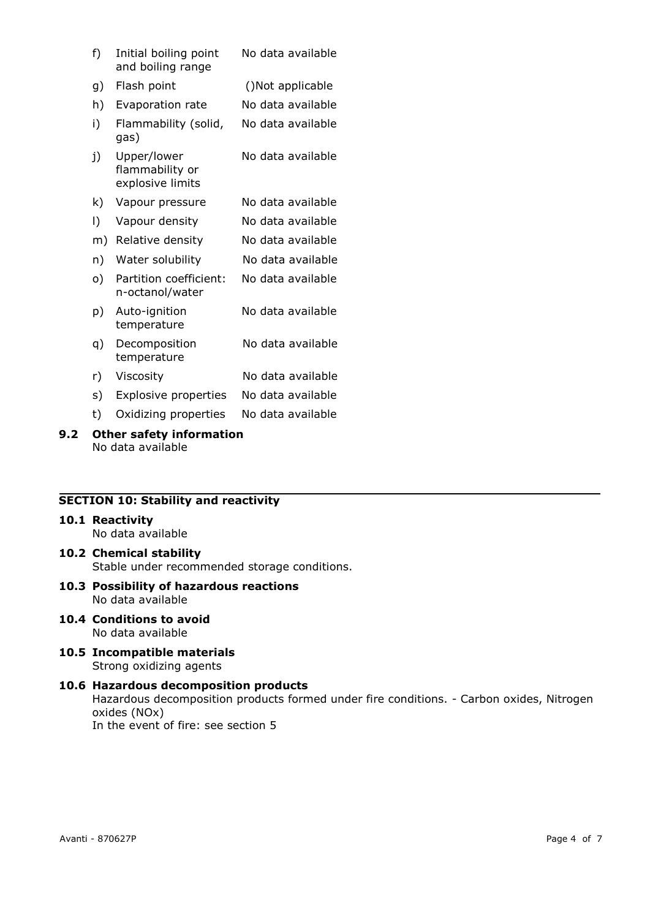f) Initial boiling point and boiling range — No data available

g) Flash point — ()Not applicable

h) Evaporation rate — No data available

i) Flammability (solid, gas) — No data available

j) Upper/lower flammability or explosive limits — No data available

k) Vapour pressure — No data available

l) Vapour density — No data available

m) Relative density — No data available

n) Water solubility — No data available

o) Partition coefficient: n-octanol/water — No data available

p) Auto-ignition temperature — No data available

q) Decomposition temperature — No data available

r) Viscosity — No data available

s) Explosive properties — No data available

t) Oxidizing properties — No data available

**9.2 Other safety information**
No data available

## SECTION 10: Stability and reactivity

**10.1 Reactivity**
No data available

**10.2 Chemical stability**
Stable under recommended storage conditions.

**10.3 Possibility of hazardous reactions**
No data available

**10.4 Conditions to avoid**
No data available

**10.5 Incompatible materials**
Strong oxidizing agents

**10.6 Hazardous decomposition products**
Hazardous decomposition products formed under fire conditions. - Carbon oxides, Nitrogen oxides (NOx)
In the event of fire: see section 5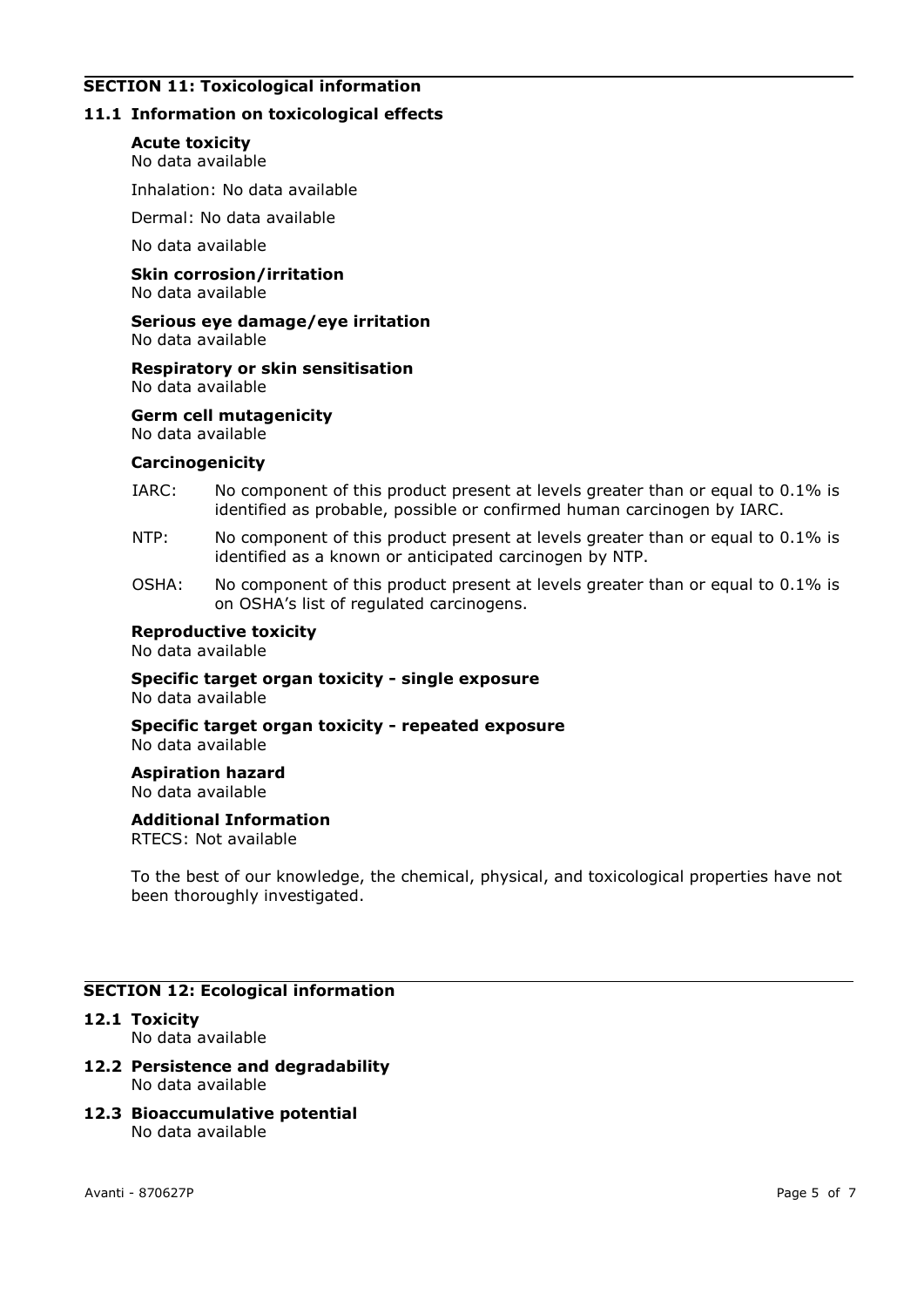## SECTION 11: Toxicological information

### 11.1 Information on toxicological effects

**Acute toxicity**
No data available

Inhalation: No data available

Dermal: No data available

No data available

**Skin corrosion/irritation**
No data available

**Serious eye damage/eye irritation**
No data available

**Respiratory or skin sensitisation**
No data available

**Germ cell mutagenicity**
No data available

**Carcinogenicity**

IARC: No component of this product present at levels greater than or equal to 0.1% is identified as probable, possible or confirmed human carcinogen by IARC.

NTP: No component of this product present at levels greater than or equal to 0.1% is identified as a known or anticipated carcinogen by NTP.

OSHA: No component of this product present at levels greater than or equal to 0.1% is on OSHA's list of regulated carcinogens.

**Reproductive toxicity**
No data available

**Specific target organ toxicity - single exposure**
No data available

**Specific target organ toxicity - repeated exposure**
No data available

**Aspiration hazard**
No data available

**Additional Information**
RTECS: Not available

To the best of our knowledge, the chemical, physical, and toxicological properties have not been thoroughly investigated.

## SECTION 12: Ecological information

### 12.1 Toxicity
No data available

### 12.2 Persistence and degradability
No data available

### 12.3 Bioaccumulative potential
No data available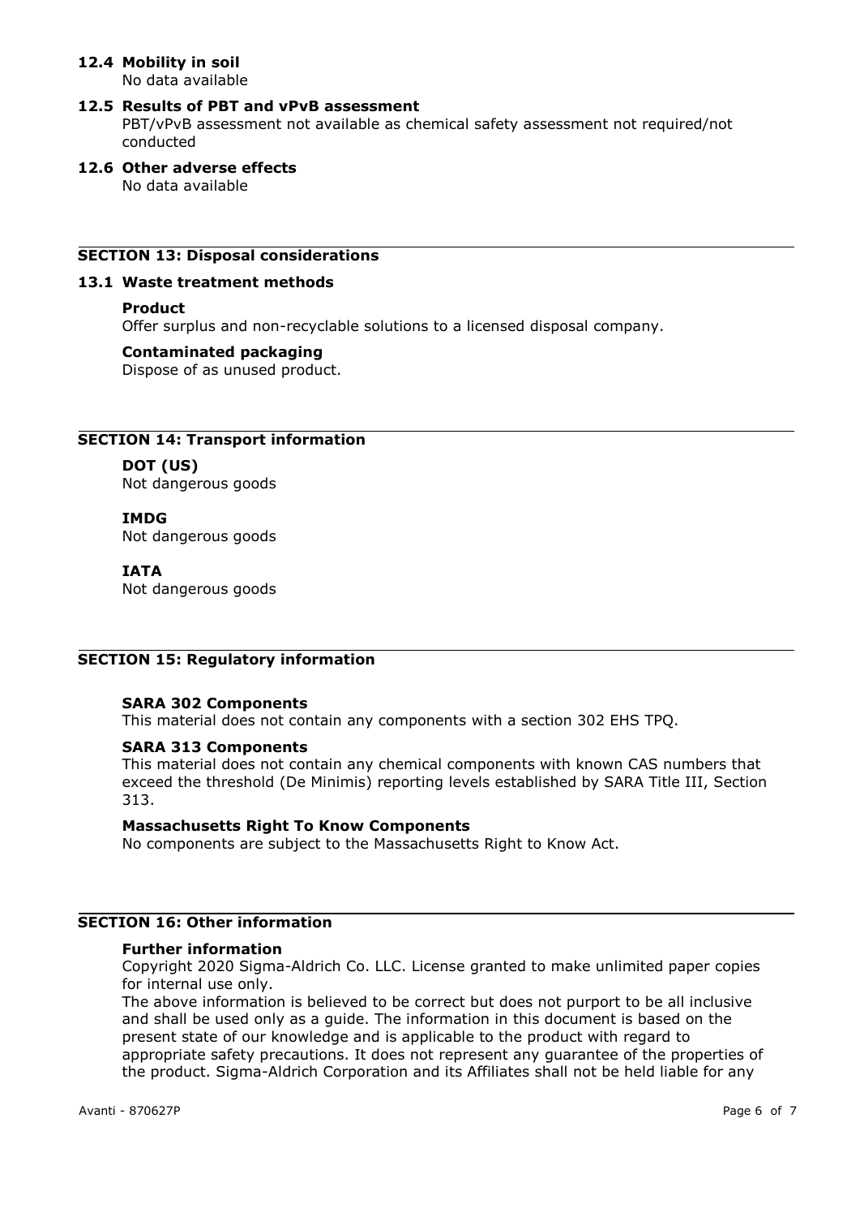### 12.4 Mobility in soil

No data available

### 12.5 Results of PBT and vPvB assessment

PBT/vPvB assessment not available as chemical safety assessment not required/not conducted

### 12.6 Other adverse effects

No data available

## SECTION 13: Disposal considerations

### 13.1 Waste treatment methods

**Product**

Offer surplus and non-recyclable solutions to a licensed disposal company.

**Contaminated packaging**

Dispose of as unused product.

## SECTION 14: Transport information

**DOT (US)**

Not dangerous goods

**IMDG**

Not dangerous goods

**IATA**

Not dangerous goods

## SECTION 15: Regulatory information

**SARA 302 Components**

This material does not contain any components with a section 302 EHS TPQ.

**SARA 313 Components**

This material does not contain any chemical components with known CAS numbers that exceed the threshold (De Minimis) reporting levels established by SARA Title III, Section 313.

**Massachusetts Right To Know Components**

No components are subject to the Massachusetts Right to Know Act.

## SECTION 16: Other information

**Further information**

Copyright 2020 Sigma-Aldrich Co. LLC. License granted to make unlimited paper copies for internal use only.

The above information is believed to be correct but does not purport to be all inclusive and shall be used only as a guide. The information in this document is based on the present state of our knowledge and is applicable to the product with regard to appropriate safety precautions. It does not represent any guarantee of the properties of the product. Sigma-Aldrich Corporation and its Affiliates shall not be held liable for any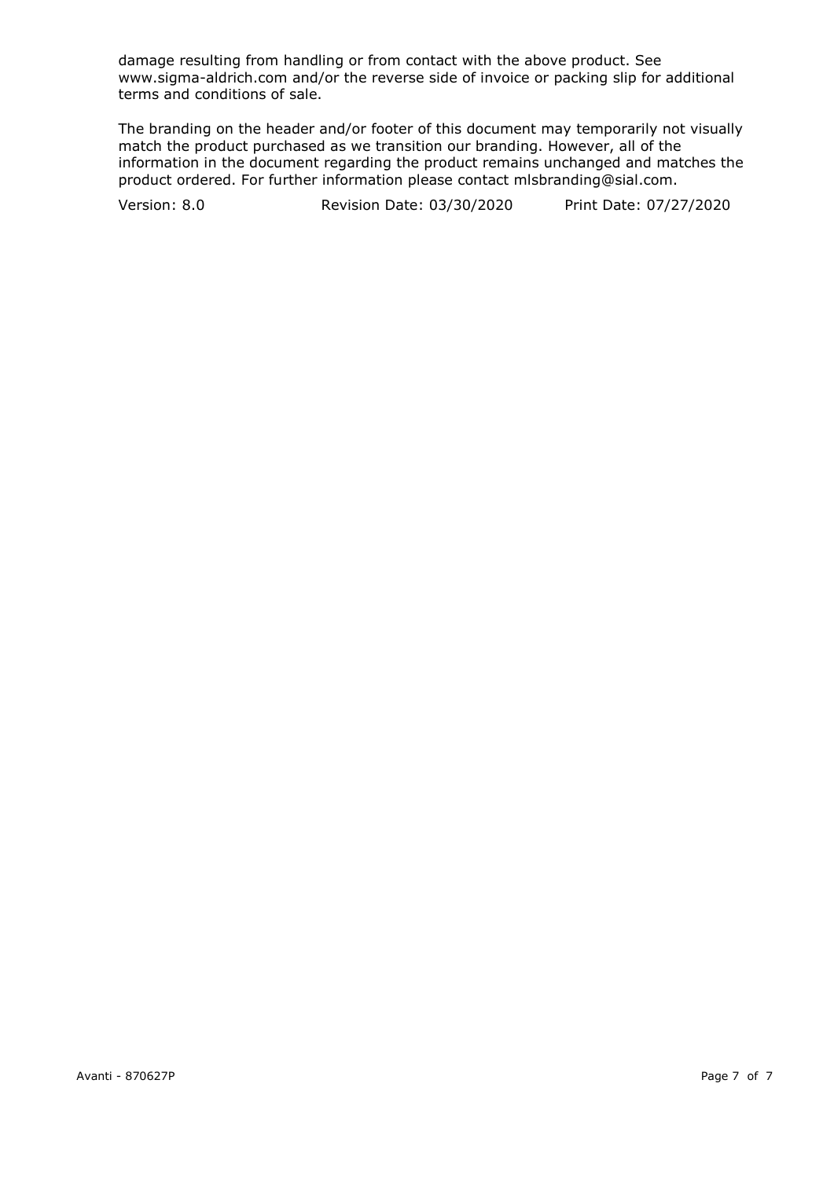damage resulting from handling or from contact with the above product. See www.sigma-aldrich.com and/or the reverse side of invoice or packing slip for additional terms and conditions of sale.

The branding on the header and/or footer of this document may temporarily not visually match the product purchased as we transition our branding. However, all of the information in the document regarding the product remains unchanged and matches the product ordered. For further information please contact mlsbranding@sial.com.

Version: 8.0 Revision Date: 03/30/2020 Print Date: 07/27/2020